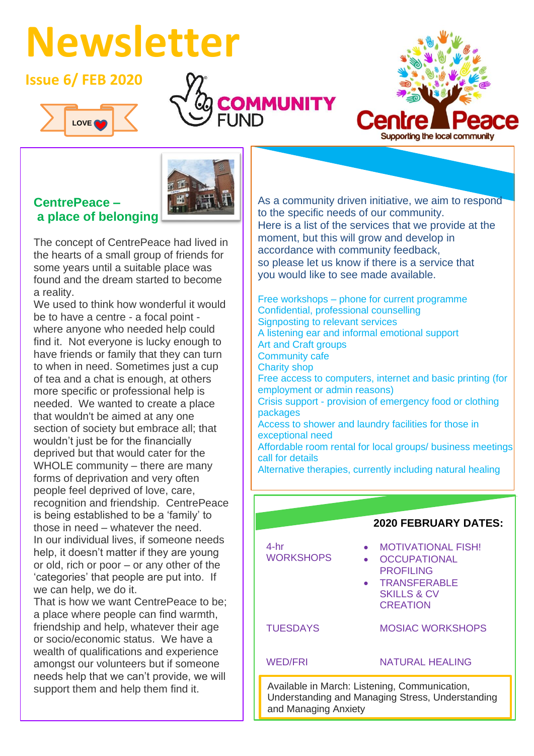# Newsletter

**Issue 6/ FEB 2020**

LOVE

COMMUNITY FUND

Centre Peace
Supporting the local community

## CentrePeace – a place of belonging

The concept of CentrePeace had lived in the hearts of a small group of friends for some years until a suitable place was found and the dream started to become a reality.
We used to think how wonderful it would be to have a centre - a focal point - where anyone who needed help could find it. Not everyone is lucky enough to have friends or family that they can turn to when in need. Sometimes just a cup of tea and a chat is enough, at others more specific or professional help is needed. We wanted to create a place that wouldn't be aimed at any one section of society but embrace all; that wouldn't just be for the financially deprived but that would cater for the WHOLE community – there are many forms of deprivation and very often people feel deprived of love, care, recognition and friendship. CentrePeace is being established to be a 'family' to those in need – whatever the need.
In our individual lives, if someone needs help, it doesn't matter if they are young or old, rich or poor – or any other of the 'categories' that people are put into. If we can help, we do it.
That is how we want CentrePeace to be; a place where people can find warmth, friendship and help, whatever their age or socio/economic status. We have a wealth of qualifications and experience amongst our volunteers but if someone needs help that we can't provide, we will support them and help them find it.

As a community driven initiative, we aim to respond to the specific needs of our community.
Here is a list of the services that we provide at the moment, but this will grow and develop in accordance with community feedback,
so please let us know if there is a service that you would like to see made available.

- Free workshops – phone for current programme
- Confidential, professional counselling
- Signposting to relevant services
- A listening ear and informal emotional support
- Art and Craft groups
- Community cafe
- Charity shop
- Free access to computers, internet and basic printing (for employment or admin reasons)
- Crisis support - provision of emergency food or clothing packages
- Access to shower and laundry facilities for those in exceptional need
- Affordable room rental for local groups/ business meetings call for details
- Alternative therapies, currently including natural healing

### 2020 FEBRUARY DATES:

| | |
|---|---|
| 4-hr WORKSHOPS | • MOTIVATIONAL FISH!<br>• OCCUPATIONAL PROFILING<br>• TRANSFERABLE SKILLS & CV CREATION |
| TUESDAYS | MOSIAC WORKSHOPS |
| WED/FRI | NATURAL HEALING |

Available in March: Listening, Communication, Understanding and Managing Stress, Understanding and Managing Anxiety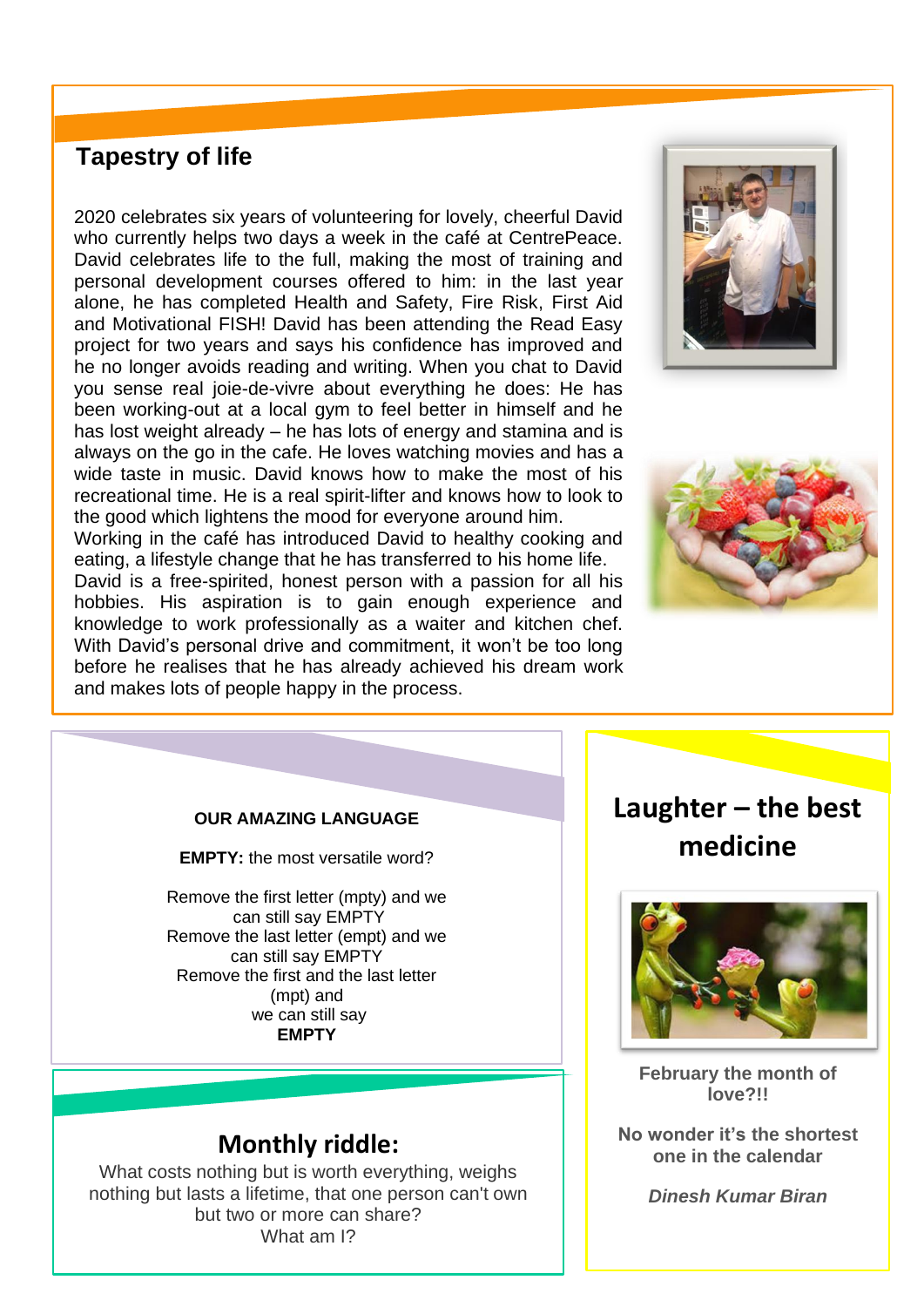## Tapestry of life

2020 celebrates six years of volunteering for lovely, cheerful David who currently helps two days a week in the café at CentrePeace. David celebrates life to the full, making the most of training and personal development courses offered to him: in the last year alone, he has completed Health and Safety, Fire Risk, First Aid and Motivational FISH! David has been attending the Read Easy project for two years and says his confidence has improved and he no longer avoids reading and writing. When you chat to David you sense real joie-de-vivre about everything he does: He has been working-out at a local gym to feel better in himself and he has lost weight already – he has lots of energy and stamina and is always on the go in the cafe. He loves watching movies and has a wide taste in music. David knows how to make the most of his recreational time. He is a real spirit-lifter and knows how to look to the good which lightens the mood for everyone around him.
Working in the café has introduced David to healthy cooking and eating, a lifestyle change that he has transferred to his home life.
David is a free-spirited, honest person with a passion for all his hobbies. His aspiration is to gain enough experience and knowledge to work professionally as a waiter and kitchen chef. With David's personal drive and commitment, it won't be too long before he realises that he has already achieved his dream work and makes lots of people happy in the process.

**OUR AMAZING LANGUAGE**

**EMPTY:** the most versatile word?

Remove the first letter (mpty) and we can still say EMPTY
Remove the last letter (empt) and we can still say EMPTY
Remove the first and the last letter (mpt) and
we can still say
**EMPTY**

## Monthly riddle:

What costs nothing but is worth everything, weighs nothing but lasts a lifetime, that one person can't own but two or more can share?
What am I?

## Laughter – the best medicine

**February the month of love?!!**

**No wonder it's the shortest one in the calendar**

***Dinesh Kumar Biran***